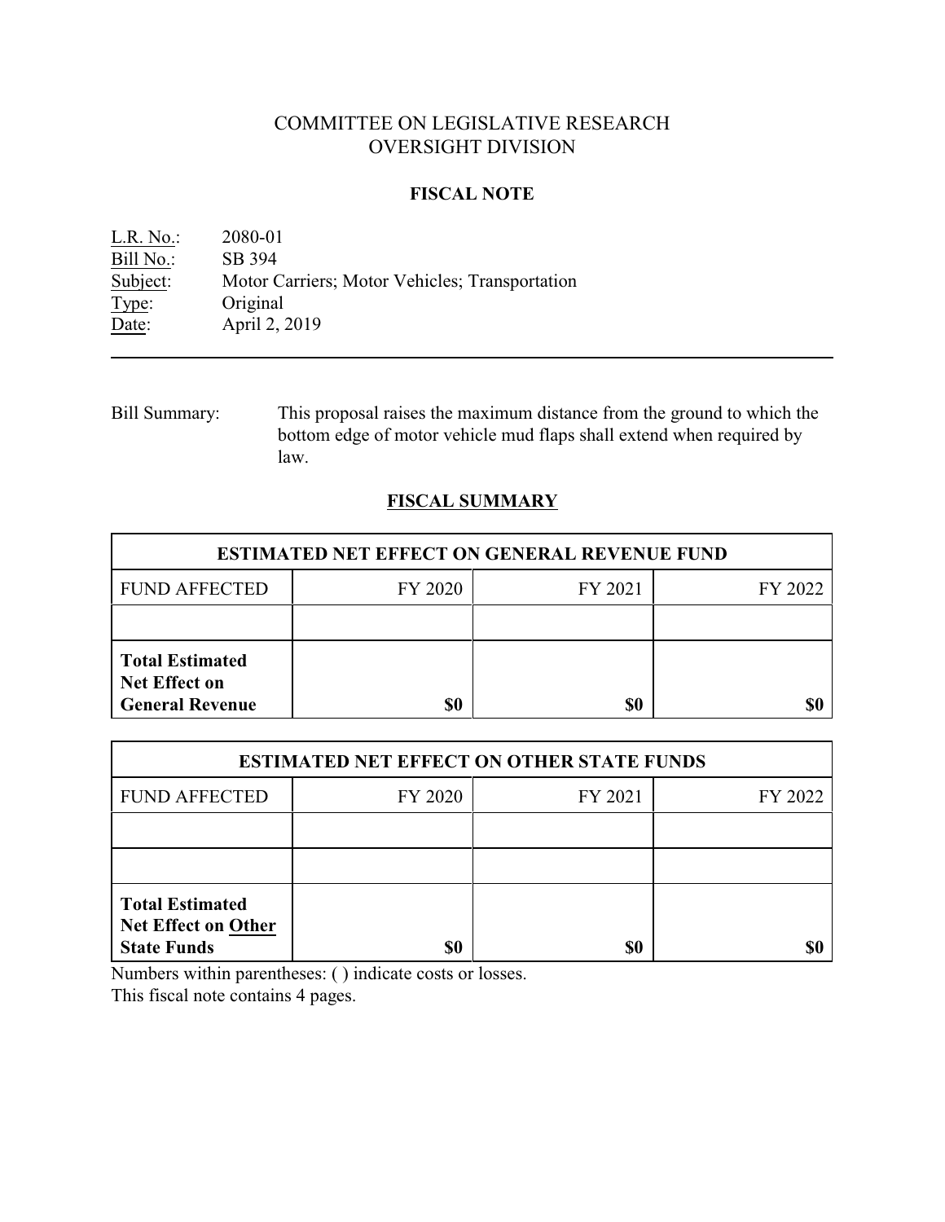# COMMITTEE ON LEGISLATIVE RESEARCH
# OVERSIGHT DIVISION

## FISCAL NOTE

L.R. No.: 2080-01
Bill No.: SB 394
Subject: Motor Carriers; Motor Vehicles; Transportation
Type: Original
Date: April 2, 2019

---

Bill Summary: This proposal raises the maximum distance from the ground to which the bottom edge of motor vehicle mud flaps shall extend when required by law.

## FISCAL SUMMARY

| ESTIMATED NET EFFECT ON GENERAL REVENUE FUND | | | |
|---|---|---|---|
| FUND AFFECTED | FY 2020 | FY 2021 | FY 2022 |
| | | | |
| **Total Estimated Net Effect on General Revenue** | **$0** | **$0** | **$0** |

| ESTIMATED NET EFFECT ON OTHER STATE FUNDS | | | |
|---|---|---|---|
| FUND AFFECTED | FY 2020 | FY 2021 | FY 2022 |
| | | | |
| | | | |
| **Total Estimated Net Effect on Other State Funds** | **$0** | **$0** | **$0** |

Numbers within parentheses: ( ) indicate costs or losses.
This fiscal note contains 4 pages.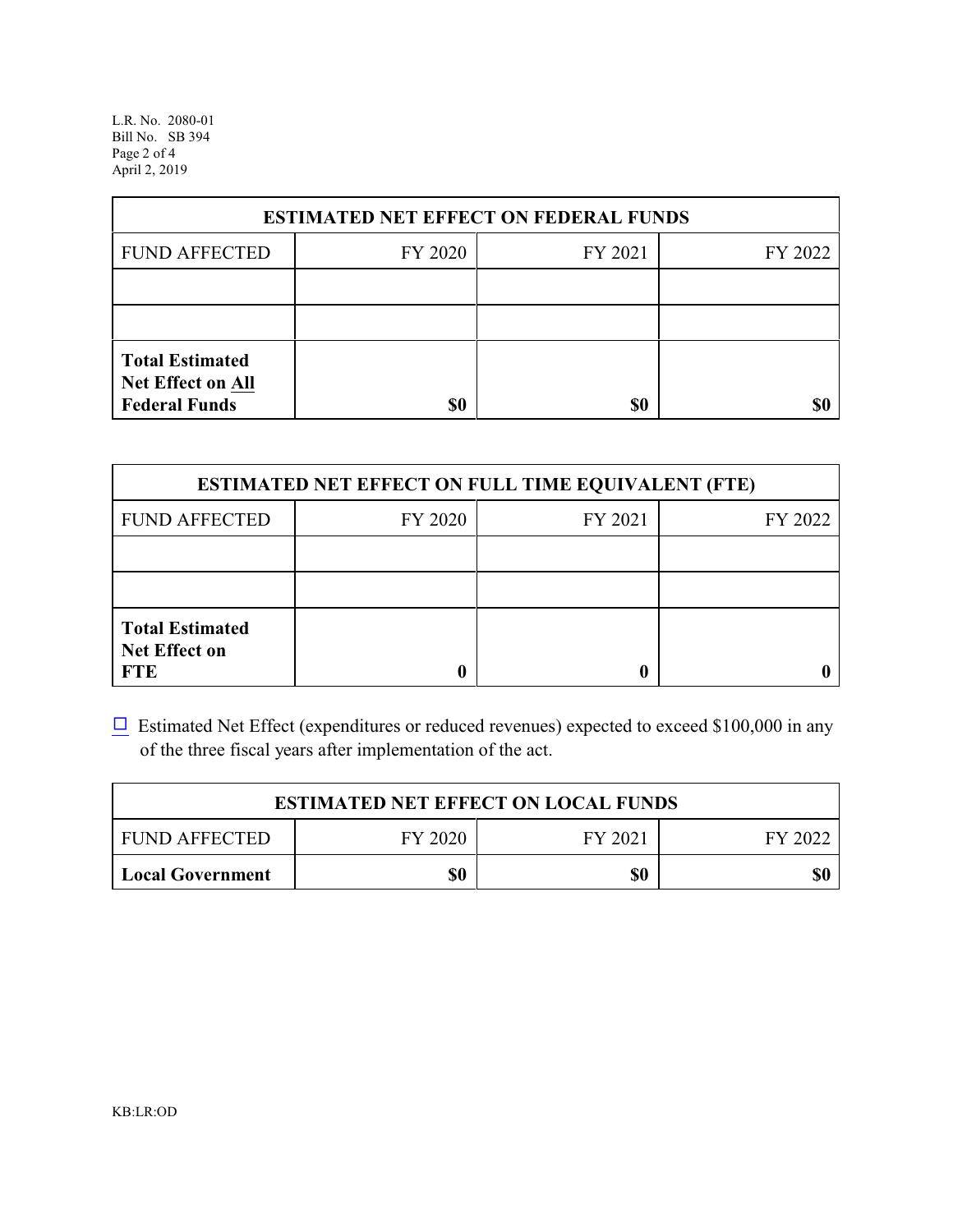| ESTIMATED NET EFFECT ON FEDERAL FUNDS | | | |
|---|---|---|---|
| FUND AFFECTED | FY 2020 | FY 2021 | FY 2022 |
| | | | |
| | | | |
| **Total Estimated Net Effect on All Federal Funds** | **$0** | **$0** | **$0** |

| ESTIMATED NET EFFECT ON FULL TIME EQUIVALENT (FTE) | | | |
|---|---|---|---|
| FUND AFFECTED | FY 2020 | FY 2021 | FY 2022 |
| | | | |
| | | | |
| **Total Estimated Net Effect on FTE** | **0** | **0** | **0** |

☐ Estimated Net Effect (expenditures or reduced revenues) expected to exceed $100,000 in any of the three fiscal years after implementation of the act.

| ESTIMATED NET EFFECT ON LOCAL FUNDS | | | |
|---|---|---|---|
| FUND AFFECTED | FY 2020 | FY 2021 | FY 2022 |
| **Local Government** | **$0** | **$0** | **$0** |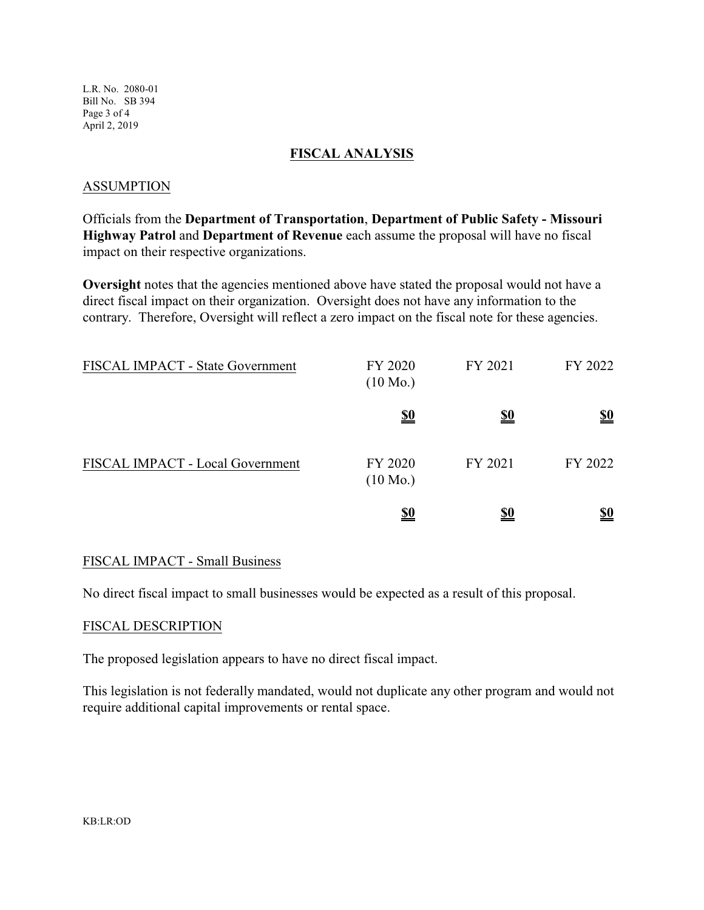## FISCAL ANALYSIS

### ASSUMPTION

Officials from the **Department of Transportation**, **Department of Public Safety - Missouri Highway Patrol** and **Department of Revenue** each assume the proposal will have no fiscal impact on their respective organizations.

**Oversight** notes that the agencies mentioned above have stated the proposal would not have a direct fiscal impact on their organization. Oversight does not have any information to the contrary. Therefore, Oversight will reflect a zero impact on the fiscal note for these agencies.

| FISCAL IMPACT - State Government | FY 2020 (10 Mo.) | FY 2021 | FY 2022 |
|---|---|---|---|
| | **$0** | **$0** | **$0** |

| FISCAL IMPACT - Local Government | FY 2020 (10 Mo.) | FY 2021 | FY 2022 |
|---|---|---|---|
| | **$0** | **$0** | **$0** |

### FISCAL IMPACT - Small Business

No direct fiscal impact to small businesses would be expected as a result of this proposal.

### FISCAL DESCRIPTION

The proposed legislation appears to have no direct fiscal impact.

This legislation is not federally mandated, would not duplicate any other program and would not require additional capital improvements or rental space.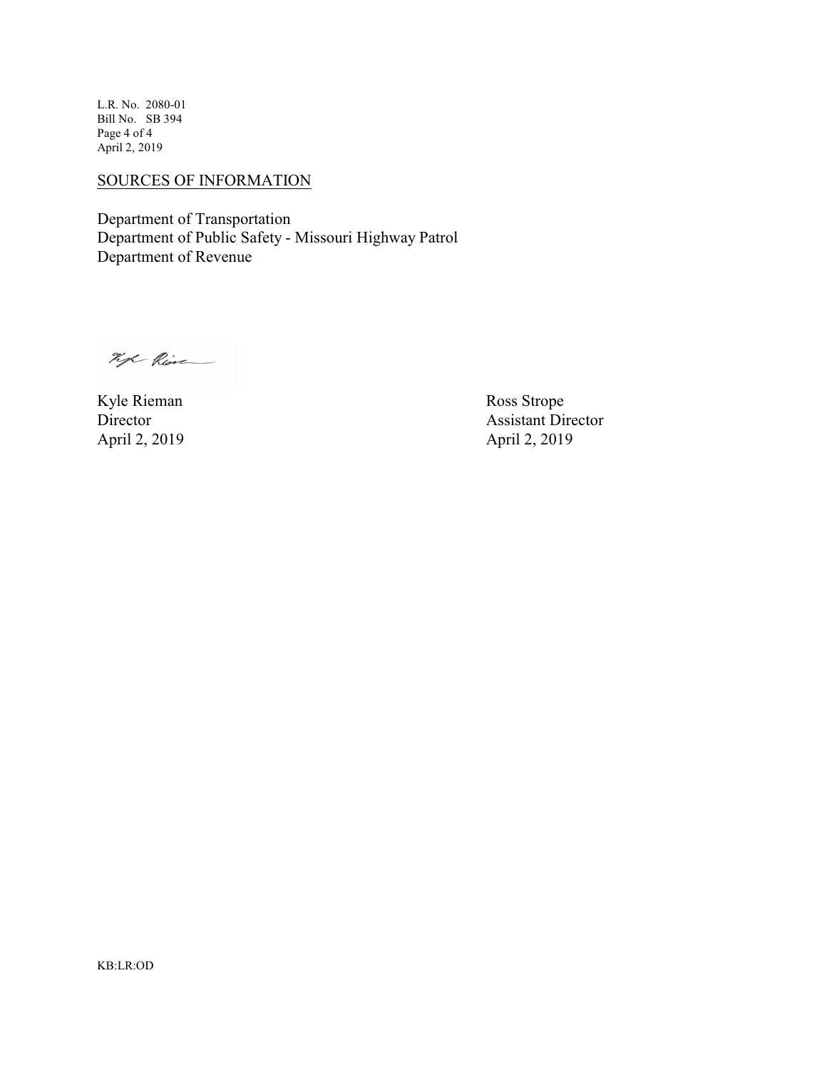SOURCES OF INFORMATION

Department of Transportation
Department of Public Safety - Missouri Highway Patrol
Department of Revenue

Kyle Rieman
Director
April 2, 2019

Ross Strope
Assistant Director
April 2, 2019

KB:LR:OD